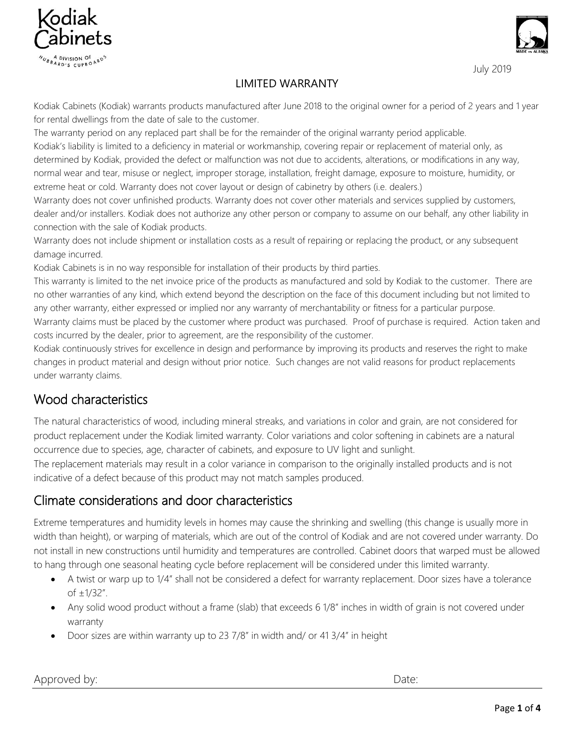Kodiak Cabinets

A DIVISION OF HUBBARD'S CUPBOARDS

July 2019

# LIMITED WARRANTY

Kodiak Cabinets (Kodiak) warrants products manufactured after June 2018 to the original owner for a period of 2 years and 1 year for rental dwellings from the date of sale to the customer.

The warranty period on any replaced part shall be for the remainder of the original warranty period applicable.

Kodiak's liability is limited to a deficiency in material or workmanship, covering repair or replacement of material only, as determined by Kodiak, provided the defect or malfunction was not due to accidents, alterations, or modifications in any way, normal wear and tear, misuse or neglect, improper storage, installation, freight damage, exposure to moisture, humidity, or extreme heat or cold. Warranty does not cover layout or design of cabinetry by others (i.e. dealers.)

Warranty does not cover unfinished products. Warranty does not cover other materials and services supplied by customers, dealer and/or installers. Kodiak does not authorize any other person or company to assume on our behalf, any other liability in connection with the sale of Kodiak products.

Warranty does not include shipment or installation costs as a result of repairing or replacing the product, or any subsequent damage incurred.

Kodiak Cabinets is in no way responsible for installation of their products by third parties.

This warranty is limited to the net invoice price of the products as manufactured and sold by Kodiak to the customer. There are no other warranties of any kind, which extend beyond the description on the face of this document including but not limited to any other warranty, either expressed or implied nor any warranty of merchantability or fitness for a particular purpose.

Warranty claims must be placed by the customer where product was purchased. Proof of purchase is required. Action taken and costs incurred by the dealer, prior to agreement, are the responsibility of the customer.

Kodiak continuously strives for excellence in design and performance by improving its products and reserves the right to make changes in product material and design without prior notice. Such changes are not valid reasons for product replacements under warranty claims.

## Wood characteristics

The natural characteristics of wood, including mineral streaks, and variations in color and grain, are not considered for product replacement under the Kodiak limited warranty. Color variations and color softening in cabinets are a natural occurrence due to species, age, character of cabinets, and exposure to UV light and sunlight.

The replacement materials may result in a color variance in comparison to the originally installed products and is not indicative of a defect because of this product may not match samples produced.

## Climate considerations and door characteristics

Extreme temperatures and humidity levels in homes may cause the shrinking and swelling (this change is usually more in width than height), or warping of materials, which are out of the control of Kodiak and are not covered under warranty. Do not install in new constructions until humidity and temperatures are controlled. Cabinet doors that warped must be allowed to hang through one seasonal heating cycle before replacement will be considered under this limited warranty.

- A twist or warp up to 1/4" shall not be considered a defect for warranty replacement. Door sizes have a tolerance of ±1/32".
- Any solid wood product without a frame (slab) that exceeds 6 1/8" inches in width of grain is not covered under warranty
- Door sizes are within warranty up to 23 7/8" in width and/ or 41 3/4" in height

Approved by: Date: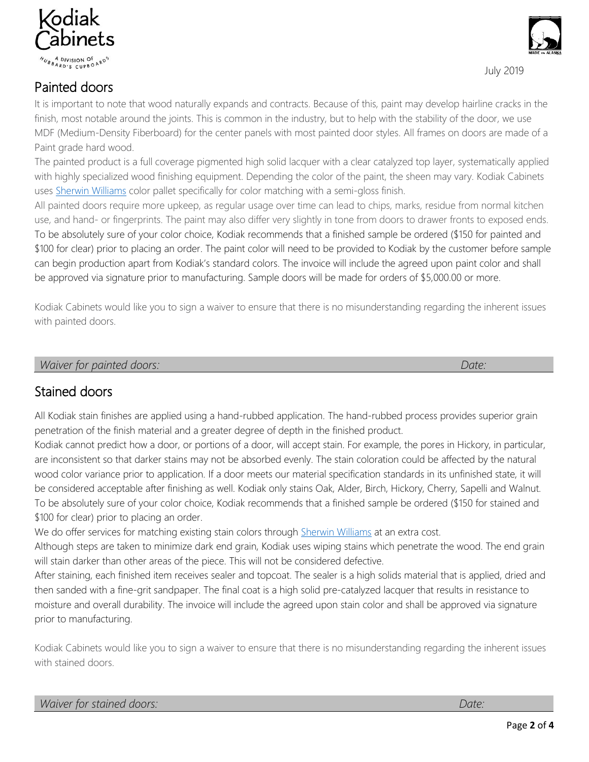Kodiak Cabinets

A DIVISION OF HUBBARD'S CUPBOARDS

July 2019

## Painted doors

It is important to note that wood naturally expands and contracts. Because of this, paint may develop hairline cracks in the finish, most notable around the joints. This is common in the industry, but to help with the stability of the door, we use MDF (Medium-Density Fiberboard) for the center panels with most painted door styles. All frames on doors are made of a Paint grade hard wood.

The painted product is a full coverage pigmented high solid lacquer with a clear catalyzed top layer, systematically applied with highly specialized wood finishing equipment. Depending the color of the paint, the sheen may vary. Kodiak Cabinets uses Sherwin Williams color pallet specifically for color matching with a semi-gloss finish.

All painted doors require more upkeep, as regular usage over time can lead to chips, marks, residue from normal kitchen use, and hand- or fingerprints. The paint may also differ very slightly in tone from doors to drawer fronts to exposed ends.

To be absolutely sure of your color choice, Kodiak recommends that a finished sample be ordered ($150 for painted and $100 for clear) prior to placing an order. The paint color will need to be provided to Kodiak by the customer before sample can begin production apart from Kodiak's standard colors. The invoice will include the agreed upon paint color and shall be approved via signature prior to manufacturing. Sample doors will be made for orders of $5,000.00 or more.

Kodiak Cabinets would like you to sign a waiver to ensure that there is no misunderstanding regarding the inherent issues with painted doors.

| *Waiver for painted doors:* | *Date:* |
|---|---|

## Stained doors

All Kodiak stain finishes are applied using a hand-rubbed application. The hand-rubbed process provides superior grain penetration of the finish material and a greater degree of depth in the finished product.

Kodiak cannot predict how a door, or portions of a door, will accept stain. For example, the pores in Hickory, in particular, are inconsistent so that darker stains may not be absorbed evenly. The stain coloration could be affected by the natural wood color variance prior to application. If a door meets our material specification standards in its unfinished state, it will be considered acceptable after finishing as well. Kodiak only stains Oak, Alder, Birch, Hickory, Cherry, Sapelli and Walnut.

To be absolutely sure of your color choice, Kodiak recommends that a finished sample be ordered ($150 for stained and $100 for clear) prior to placing an order.

We do offer services for matching existing stain colors through Sherwin Williams at an extra cost.

Although steps are taken to minimize dark end grain, Kodiak uses wiping stains which penetrate the wood. The end grain will stain darker than other areas of the piece. This will not be considered defective.

After staining, each finished item receives sealer and topcoat. The sealer is a high solids material that is applied, dried and then sanded with a fine-grit sandpaper. The final coat is a high solid pre-catalyzed lacquer that results in resistance to moisture and overall durability. The invoice will include the agreed upon stain color and shall be approved via signature prior to manufacturing.

Kodiak Cabinets would like you to sign a waiver to ensure that there is no misunderstanding regarding the inherent issues with stained doors.

| *Waiver for stained doors:* | *Date:* |
|---|---|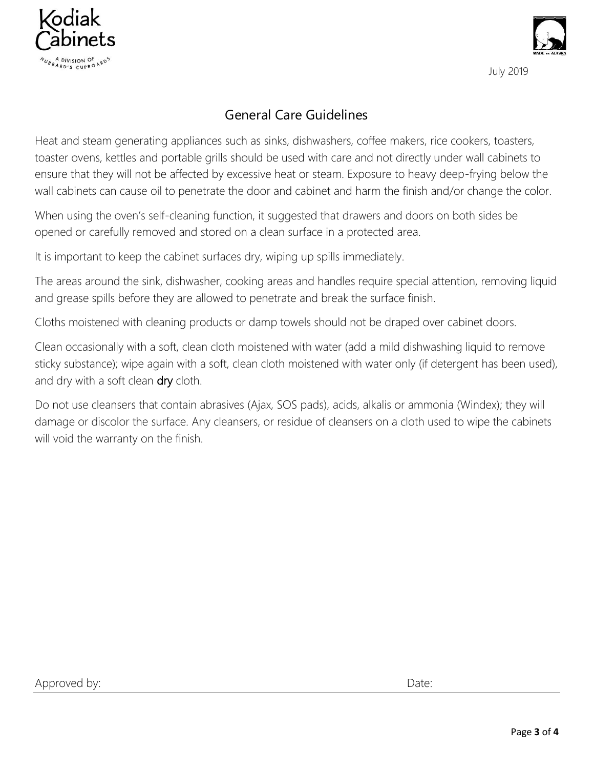July 2019

## General Care Guidelines

Heat and steam generating appliances such as sinks, dishwashers, coffee makers, rice cookers, toasters, toaster ovens, kettles and portable grills should be used with care and not directly under wall cabinets to ensure that they will not be affected by excessive heat or steam. Exposure to heavy deep-frying below the wall cabinets can cause oil to penetrate the door and cabinet and harm the finish and/or change the color.

When using the oven's self-cleaning function, it suggested that drawers and doors on both sides be opened or carefully removed and stored on a clean surface in a protected area.

It is important to keep the cabinet surfaces dry, wiping up spills immediately.

The areas around the sink, dishwasher, cooking areas and handles require special attention, removing liquid and grease spills before they are allowed to penetrate and break the surface finish.

Cloths moistened with cleaning products or damp towels should not be draped over cabinet doors.

Clean occasionally with a soft, clean cloth moistened with water (add a mild dishwashing liquid to remove sticky substance); wipe again with a soft, clean cloth moistened with water only (if detergent has been used), and dry with a soft clean **dry** cloth.

Do not use cleansers that contain abrasives (Ajax, SOS pads), acids, alkalis or ammonia (Windex); they will damage or discolor the surface. Any cleansers, or residue of cleansers on a cloth used to wipe the cabinets will void the warranty on the finish.

Approved by: Date: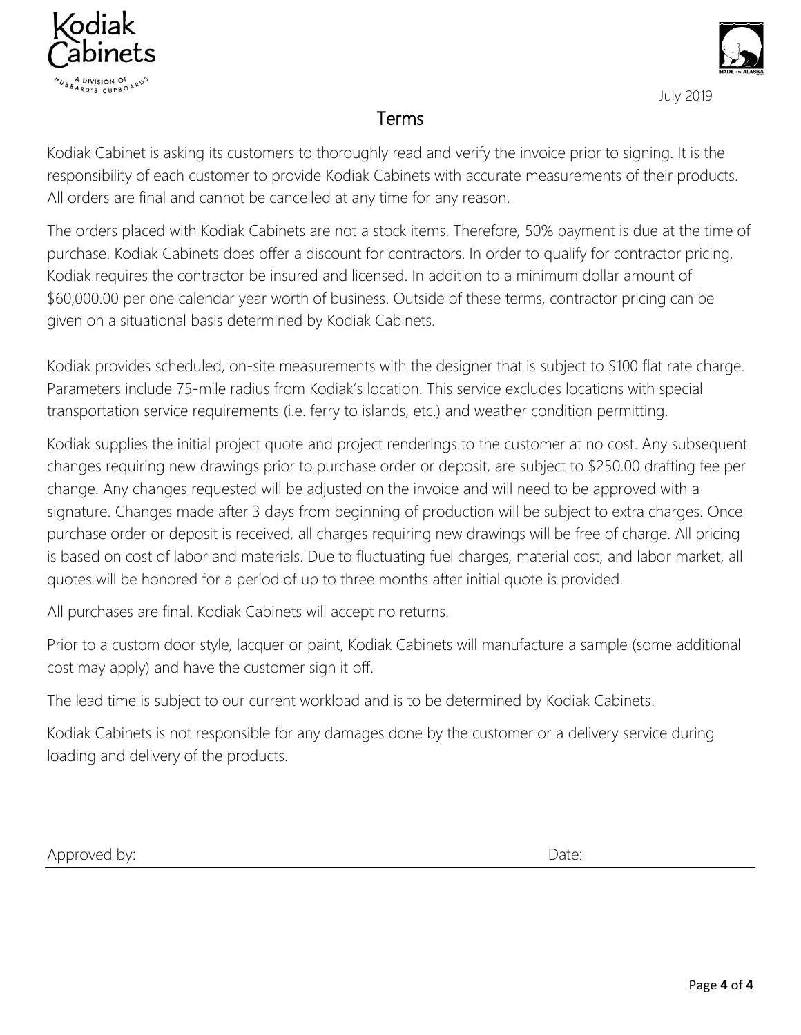Kodiak Cabinets

A DIVISION OF HUBBARD'S CUPBOARDS

MADE IN ALASKA

July 2019

# Terms

Kodiak Cabinet is asking its customers to thoroughly read and verify the invoice prior to signing. It is the responsibility of each customer to provide Kodiak Cabinets with accurate measurements of their products. All orders are final and cannot be cancelled at any time for any reason.

The orders placed with Kodiak Cabinets are not a stock items. Therefore, 50% payment is due at the time of purchase. Kodiak Cabinets does offer a discount for contractors. In order to qualify for contractor pricing, Kodiak requires the contractor be insured and licensed. In addition to a minimum dollar amount of $60,000.00 per one calendar year worth of business. Outside of these terms, contractor pricing can be given on a situational basis determined by Kodiak Cabinets.

Kodiak provides scheduled, on-site measurements with the designer that is subject to $100 flat rate charge. Parameters include 75-mile radius from Kodiak's location. This service excludes locations with special transportation service requirements (i.e. ferry to islands, etc.) and weather condition permitting.

Kodiak supplies the initial project quote and project renderings to the customer at no cost. Any subsequent changes requiring new drawings prior to purchase order or deposit, are subject to $250.00 drafting fee per change. Any changes requested will be adjusted on the invoice and will need to be approved with a signature. Changes made after 3 days from beginning of production will be subject to extra charges. Once purchase order or deposit is received, all charges requiring new drawings will be free of charge. All pricing is based on cost of labor and materials. Due to fluctuating fuel charges, material cost, and labor market, all quotes will be honored for a period of up to three months after initial quote is provided.

All purchases are final. Kodiak Cabinets will accept no returns.

Prior to a custom door style, lacquer or paint, Kodiak Cabinets will manufacture a sample (some additional cost may apply) and have the customer sign it off.

The lead time is subject to our current workload and is to be determined by Kodiak Cabinets.

Kodiak Cabinets is not responsible for any damages done by the customer or a delivery service during loading and delivery of the products.

Approved by: Date: